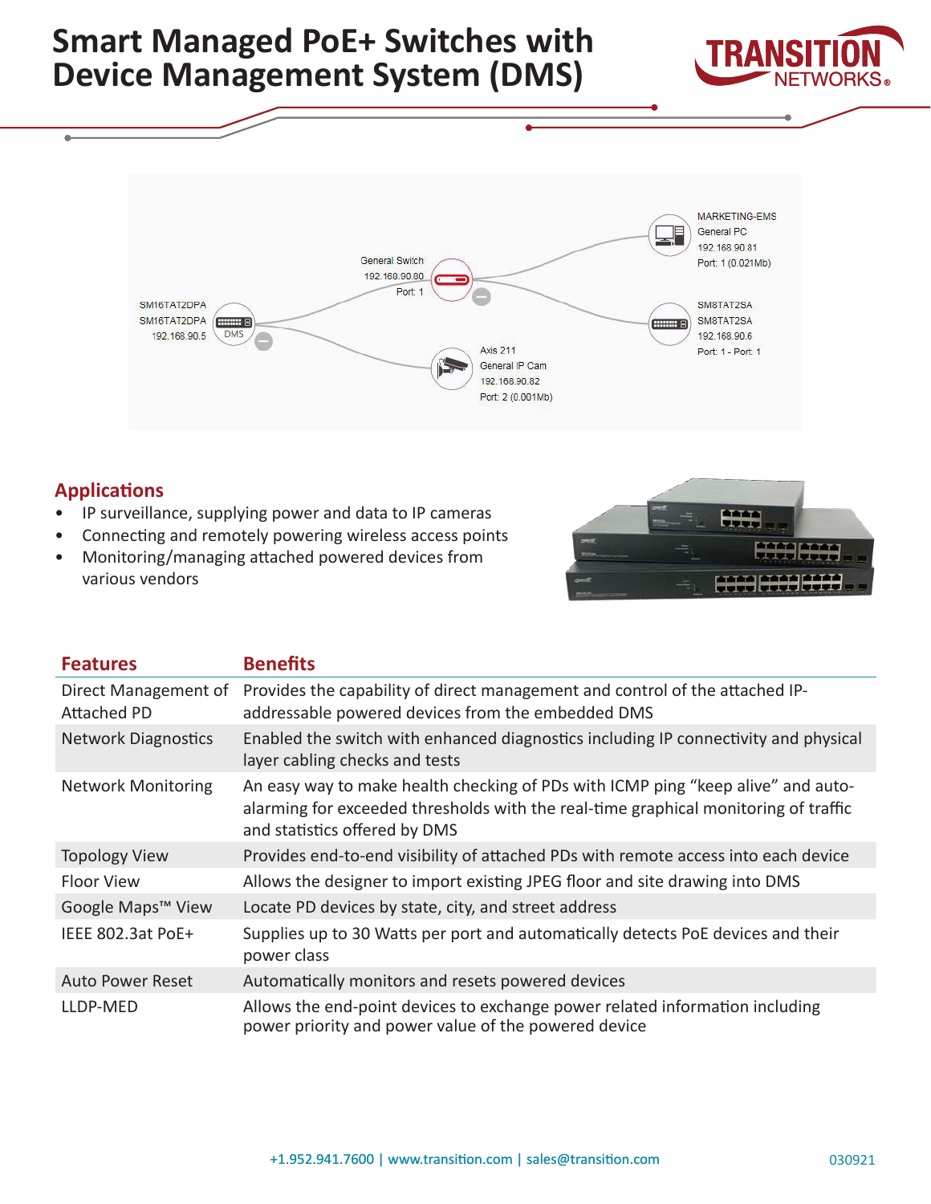# Smart Managed PoE+ Switches with Device Management System (DMS)

## Applications

- IP surveillance, supplying power and data to IP cameras
- Connecting and remotely powering wireless access points
- Monitoring/managing attached powered devices from various vendors

| Features | Benefits |
|---|---|
| Direct Management of Attached PD | Provides the capability of direct management and control of the attached IP-addressable powered devices from the embedded DMS |
| Network Diagnostics | Enabled the switch with enhanced diagnostics including IP connectivity and physical layer cabling checks and tests |
| Network Monitoring | An easy way to make health checking of PDs with ICMP ping “keep alive” and auto-alarming for exceeded thresholds with the real-time graphical monitoring of traffic and statistics offered by DMS |
| Topology View | Provides end-to-end visibility of attached PDs with remote access into each device |
| Floor View | Allows the designer to import existing JPEG floor and site drawing into DMS |
| Google Maps™ View | Locate PD devices by state, city, and street address |
| IEEE 802.3at PoE+ | Supplies up to 30 Watts per port and automatically detects PoE devices and their power class |
| Auto Power Reset | Automatically monitors and resets powered devices |
| LLDP-MED | Allows the end-point devices to exchange power related information including power priority and power value of the powered device |

+1.952.941.7600 | www.transition.com | sales@transition.com

030921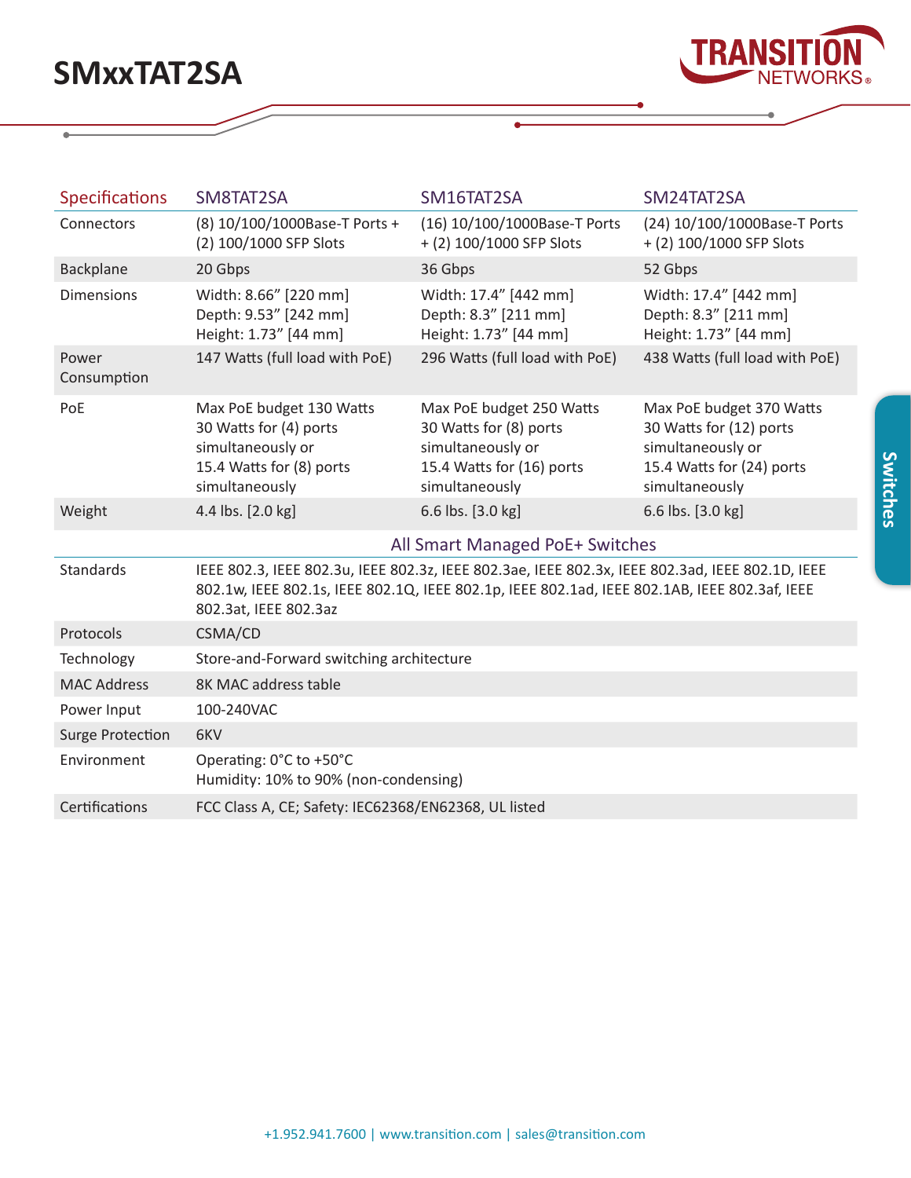# SMxxTAT2SA

| Specifications | SM8TAT2SA | SM16TAT2SA | SM24TAT2SA |
|---|---|---|---|
| Connectors | (8) 10/100/1000Base-T Ports + (2) 100/1000 SFP Slots | (16) 10/100/1000Base-T Ports + (2) 100/1000 SFP Slots | (24) 10/100/1000Base-T Ports + (2) 100/1000 SFP Slots |
| Backplane | 20 Gbps | 36 Gbps | 52 Gbps |
| Dimensions | Width: 8.66" [220 mm]<br>Depth: 9.53" [242 mm]<br>Height: 1.73" [44 mm] | Width: 17.4" [442 mm]<br>Depth: 8.3" [211 mm]<br>Height: 1.73" [44 mm] | Width: 17.4" [442 mm]<br>Depth: 8.3" [211 mm]<br>Height: 1.73" [44 mm] |
| Power Consumption | 147 Watts (full load with PoE) | 296 Watts (full load with PoE) | 438 Watts (full load with PoE) |
| PoE | Max PoE budget 130 Watts<br>30 Watts for (4) ports simultaneously or<br>15.4 Watts for (8) ports simultaneously | Max PoE budget 250 Watts<br>30 Watts for (8) ports simultaneously or<br>15.4 Watts for (16) ports simultaneously | Max PoE budget 370 Watts<br>30 Watts for (12) ports simultaneously or<br>15.4 Watts for (24) ports simultaneously |
| Weight | 4.4 lbs. [2.0 kg] | 6.6 lbs. [3.0 kg] | 6.6 lbs. [3.0 kg] |

| | All Smart Managed PoE+ Switches |
|---|---|
| Standards | IEEE 802.3, IEEE 802.3u, IEEE 802.3z, IEEE 802.3ae, IEEE 802.3x, IEEE 802.3ad, IEEE 802.1D, IEEE 802.1w, IEEE 802.1s, IEEE 802.1Q, IEEE 802.1p, IEEE 802.1ad, IEEE 802.1AB, IEEE 802.3af, IEEE 802.3at, IEEE 802.3az |
| Protocols | CSMA/CD |
| Technology | Store-and-Forward switching architecture |
| MAC Address | 8K MAC address table |
| Power Input | 100-240VAC |
| Surge Protection | 6KV |
| Environment | Operating: 0°C to +50°C<br>Humidity: 10% to 90% (non-condensing) |
| Certifications | FCC Class A, CE; Safety: IEC62368/EN62368, UL listed |

+1.952.941.7600 | www.transition.com | sales@transition.com